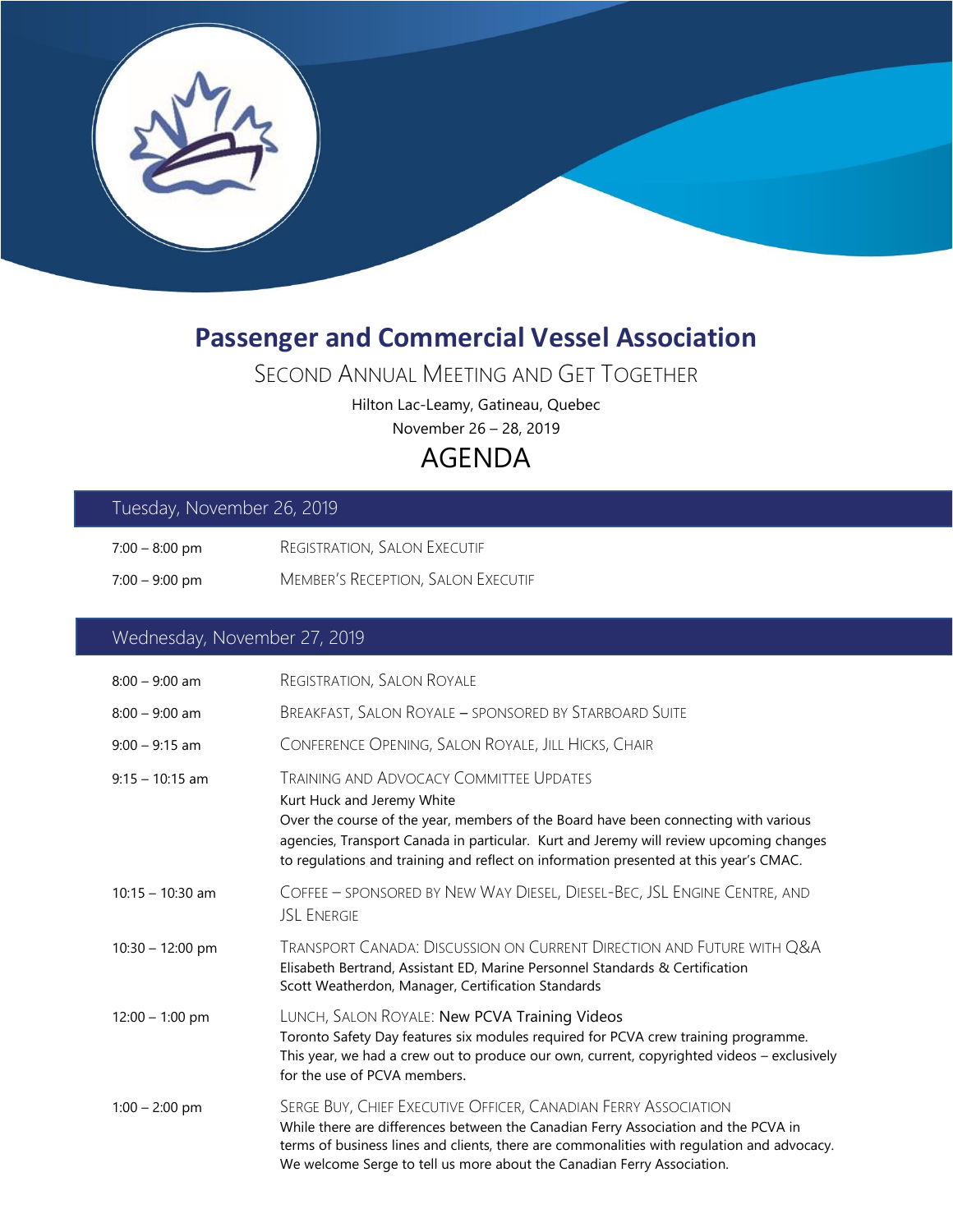# Passenger and Commercial Vessel Association

## Second Annual Meeting and Get Together

Hilton Lac-Leamy, Gatineau, Quebec

November 26 – 28, 2019

## AGENDA

### Tuesday, November 26, 2019

| | |
|---|---|
| 7:00 – 8:00 pm | Registration, Salon Executif |
| 7:00 – 9:00 pm | Member's Reception, Salon Executif |

### Wednesday, November 27, 2019

| | |
|---|---|
| 8:00 – 9:00 am | Registration, Salon Royale |
| 8:00 – 9:00 am | Breakfast, Salon Royale – sponsored by Starboard Suite |
| 9:00 – 9:15 am | Conference Opening, Salon Royale, Jill Hicks, Chair |
| 9:15 – 10:15 am | Training and Advocacy Committee Updates<br>Kurt Huck and Jeremy White<br>Over the course of the year, members of the Board have been connecting with various agencies, Transport Canada in particular. Kurt and Jeremy will review upcoming changes to regulations and training and reflect on information presented at this year's CMAC. |
| 10:15 – 10:30 am | Coffee – sponsored by New Way Diesel, Diesel-Bec, JSL Engine Centre, and JSL Energie |
| 10:30 – 12:00 pm | Transport Canada: Discussion on Current Direction and Future with Q&A<br>Elisabeth Bertrand, Assistant ED, Marine Personnel Standards & Certification<br>Scott Weatherdon, Manager, Certification Standards |
| 12:00 – 1:00 pm | Lunch, Salon Royale: New PCVA Training Videos<br>Toronto Safety Day features six modules required for PCVA crew training programme. This year, we had a crew out to produce our own, current, copyrighted videos – exclusively for the use of PCVA members. |
| 1:00 – 2:00 pm | Serge Buy, Chief Executive Officer, Canadian Ferry Association<br>While there are differences between the Canadian Ferry Association and the PCVA in terms of business lines and clients, there are commonalities with regulation and advocacy. We welcome Serge to tell us more about the Canadian Ferry Association. |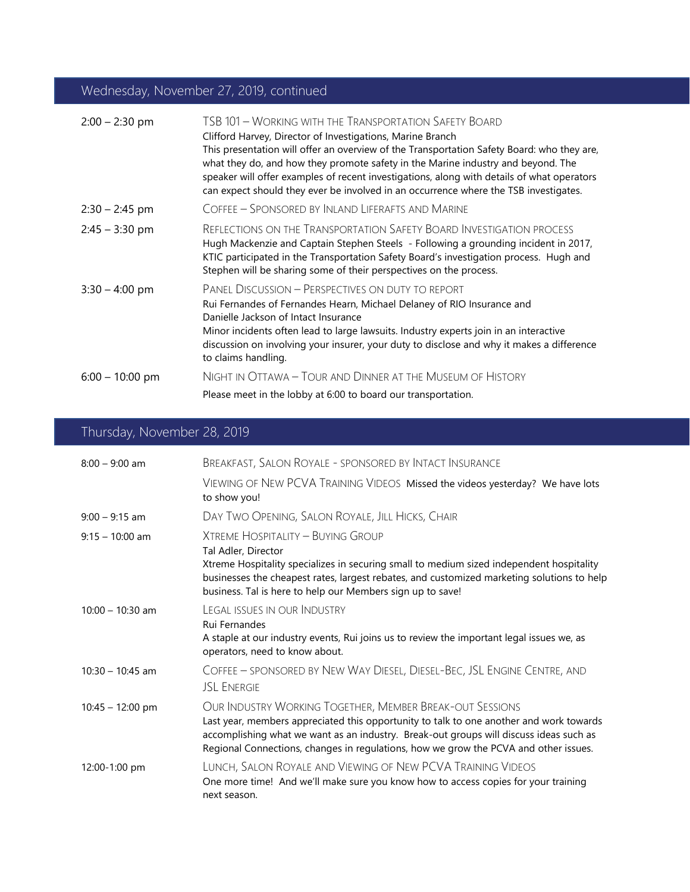## Wednesday, November 27, 2019, continued

| | |
|---|---|
| 2:00 – 2:30 pm | TSB 101 – Working with the Transportation Safety Board<br>Clifford Harvey, Director of Investigations, Marine Branch<br>This presentation will offer an overview of the Transportation Safety Board: who they are, what they do, and how they promote safety in the Marine industry and beyond. The speaker will offer examples of recent investigations, along with details of what operators can expect should they ever be involved in an occurrence where the TSB investigates. |
| 2:30 – 2:45 pm | Coffee – Sponsored by Inland Liferafts and Marine |
| 2:45 – 3:30 pm | Reflections on the Transportation Safety Board Investigation Process<br>Hugh Mackenzie and Captain Stephen Steels - Following a grounding incident in 2017, KTIC participated in the Transportation Safety Board's investigation process. Hugh and Stephen will be sharing some of their perspectives on the process. |
| 3:30 – 4:00 pm | Panel Discussion – Perspectives on Duty to Report<br>Rui Fernandes of Fernandes Hearn, Michael Delaney of RIO Insurance and Danielle Jackson of Intact Insurance<br>Minor incidents often lead to large lawsuits. Industry experts join in an interactive discussion on involving your insurer, your duty to disclose and why it makes a difference to claims handling. |
| 6:00 – 10:00 pm | Night in Ottawa – Tour and Dinner at the Museum of History<br>Please meet in the lobby at 6:00 to board our transportation. |

## Thursday, November 28, 2019

| | |
|---|---|
| 8:00 – 9:00 am | Breakfast, Salon Royale - sponsored by Intact Insurance<br>Viewing of New PCVA Training Videos Missed the videos yesterday? We have lots to show you! |
| 9:00 – 9:15 am | Day Two Opening, Salon Royale, Jill Hicks, Chair |
| 9:15 – 10:00 am | Xtreme Hospitality – Buying Group<br>Tal Adler, Director<br>Xtreme Hospitality specializes in securing small to medium sized independent hospitality businesses the cheapest rates, largest rebates, and customized marketing solutions to help business. Tal is here to help our Members sign up to save! |
| 10:00 – 10:30 am | Legal Issues in our Industry<br>Rui Fernandes<br>A staple at our industry events, Rui joins us to review the important legal issues we, as operators, need to know about. |
| 10:30 – 10:45 am | Coffee – sponsored by New Way Diesel, Diesel-Bec, JSL Engine Centre, and JSL Energie |
| 10:45 – 12:00 pm | Our Industry Working Together, Member Break-out Sessions<br>Last year, members appreciated this opportunity to talk to one another and work towards accomplishing what we want as an industry. Break-out groups will discuss ideas such as Regional Connections, changes in regulations, how we grow the PCVA and other issues. |
| 12:00-1:00 pm | Lunch, Salon Royale and Viewing of New PCVA Training Videos<br>One more time! And we'll make sure you know how to access copies for your training next season. |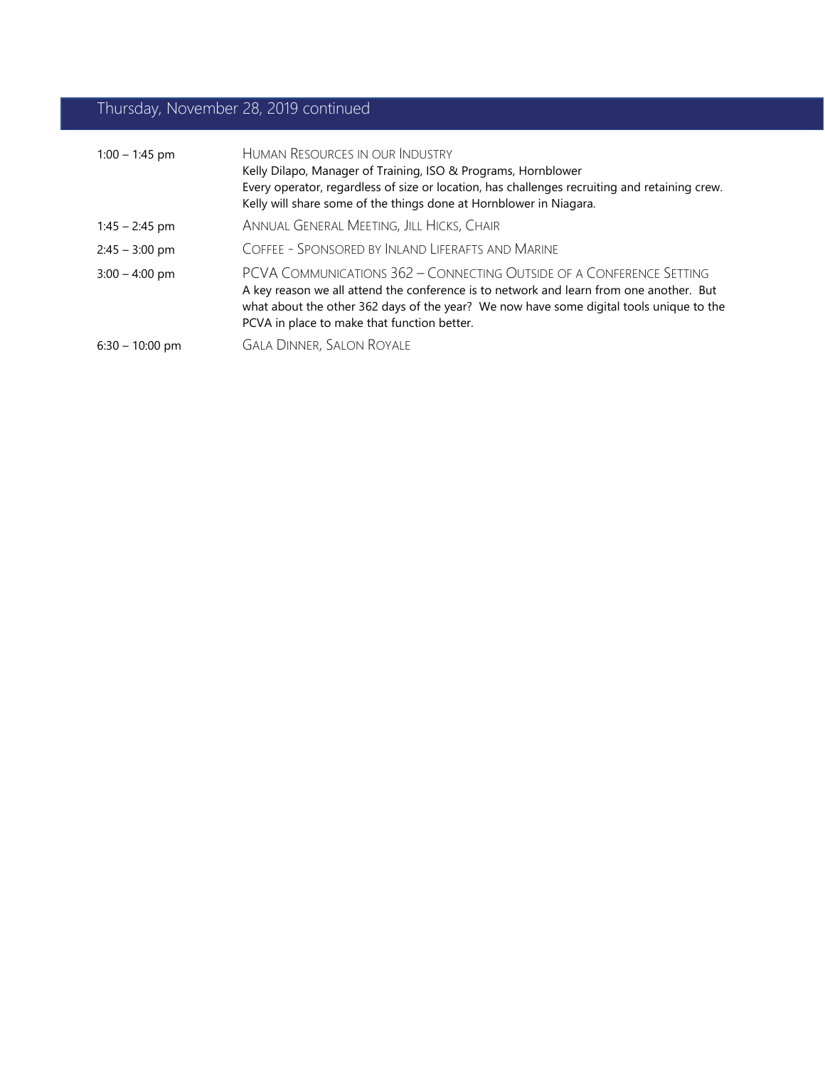## Thursday, November 28, 2019 continued

| | |
|---|---|
| 1:00 – 1:45 pm | HUMAN RESOURCES IN OUR INDUSTRY<br>Kelly Dilapo, Manager of Training, ISO & Programs, Hornblower<br>Every operator, regardless of size or location, has challenges recruiting and retaining crew. Kelly will share some of the things done at Hornblower in Niagara. |
| 1:45 – 2:45 pm | ANNUAL GENERAL MEETING, JILL HICKS, CHAIR |
| 2:45 – 3:00 pm | COFFEE - SPONSORED BY INLAND LIFERAFTS AND MARINE |
| 3:00 – 4:00 pm | PCVA COMMUNICATIONS 362 – CONNECTING OUTSIDE OF A CONFERENCE SETTING<br>A key reason we all attend the conference is to network and learn from one another. But what about the other 362 days of the year? We now have some digital tools unique to the PCVA in place to make that function better. |
| 6:30 – 10:00 pm | GALA DINNER, SALON ROYALE |